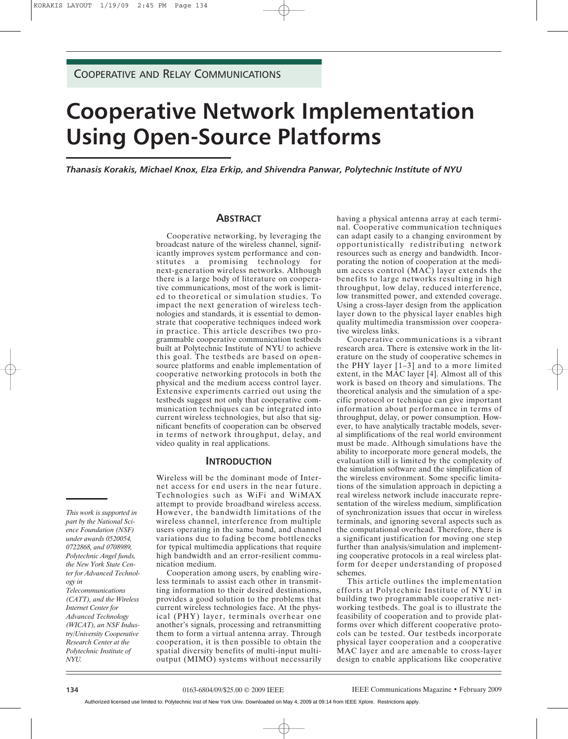COOPERATIVE AND RELAY COMMUNICATIONS

# Cooperative Network Implementation Using Open-Source Platforms

*Thanasis Korakis, Michael Knox, Elza Erkip, and Shivendra Panwar, Polytechnic Institute of NYU*

## ABSTRACT

Cooperative networking, by leveraging the broadcast nature of the wireless channel, significantly improves system performance and constitutes a promising technology for next-generation wireless networks. Although there is a large body of literature on cooperative communications, most of the work is limited to theoretical or simulation studies. To impact the next generation of wireless technologies and standards, it is essential to demonstrate that cooperative techniques indeed work in practice. This article describes two programmable cooperative communication testbeds built at Polytechnic Institute of NYU to achieve this goal. The testbeds are based on open-source platforms and enable implementation of cooperative networking protocols in both the physical and the medium access control layer. Extensive experiments carried out using the testbeds suggest not only that cooperative communication techniques can be integrated into current wireless technologies, but also that significant benefits of cooperation can be observed in terms of network throughput, delay, and video quality in real applications.

## INTRODUCTION

Wireless will be the dominant mode of Internet access for end users in the near future. Technologies such as WiFi and WiMAX attempt to provide broadband wireless access. However, the bandwidth limitations of the wireless channel, interference from multiple users operating in the same band, and channel variations due to fading become bottlenecks for typical multimedia applications that require high bandwidth and an error-resilient communication medium.

Cooperation among users, by enabling wireless terminals to assist each other in transmitting information to their desired destinations, provides a good solution to the problems that current wireless technologies face. At the physical (PHY) layer, terminals overhear one another's signals, processing and retransmitting them to form a virtual antenna array. Through cooperation, it is then possible to obtain the spatial diversity benefits of multi-input multi-output (MIMO) systems without necessarily having a physical antenna array at each terminal. Cooperative communication techniques can adapt easily to a changing environment by opportunistically redistributing network resources such as energy and bandwidth. Incorporating the notion of cooperation at the medium access control (MAC) layer extends the benefits to large networks resulting in high throughput, low delay, reduced interference, low transmitted power, and extended coverage. Using a cross-layer design from the application layer down to the physical layer enables high quality multimedia transmission over cooperative wireless links.

Cooperative communications is a vibrant research area. There is extensive work in the literature on the study of cooperative schemes in the PHY layer [1–3] and to a more limited extent, in the MAC layer [4]. Almost all of this work is based on theory and simulations. The theoretical analysis and the simulation of a specific protocol or technique can give important information about performance in terms of throughput, delay, or power consumption. However, to have analytically tractable models, several simplifications of the real world environment must be made. Although simulations have the ability to incorporate more general models, the evaluation still is limited by the complexity of the simulation software and the simplification of the wireless environment. Some specific limitations of the simulation approach in depicting a real wireless network include inaccurate representation of the wireless medium, simplification of synchronization issues that occur in wireless terminals, and ignoring several aspects such as the computational overhead. Therefore, there is a significant justification for moving one step further than analysis/simulation and implementing cooperative protocols in a real wireless platform for deeper understanding of proposed schemes.

This article outlines the implementation efforts at Polytechnic Institute of NYU in building two programmable cooperative networking testbeds. The goal is to illustrate the feasibility of cooperation and to provide platforms over which different cooperative protocols can be tested. Our testbeds incorporate physical layer cooperation and a cooperative MAC layer and are amenable to cross-layer design to enable applications like cooperative

*This work is supported in part by the National Science Foundation (NSF) under awards 0520054, 0722868, and 0708989, Polytechnic Angel funds, the New York State Center for Advanced Technology in Telecommunications (CATT), and the Wireless Internet Center for Advanced Technology (WICAT), an NSF Industry/University Cooperative Research Center at the Polytechnic Institute of NYU.*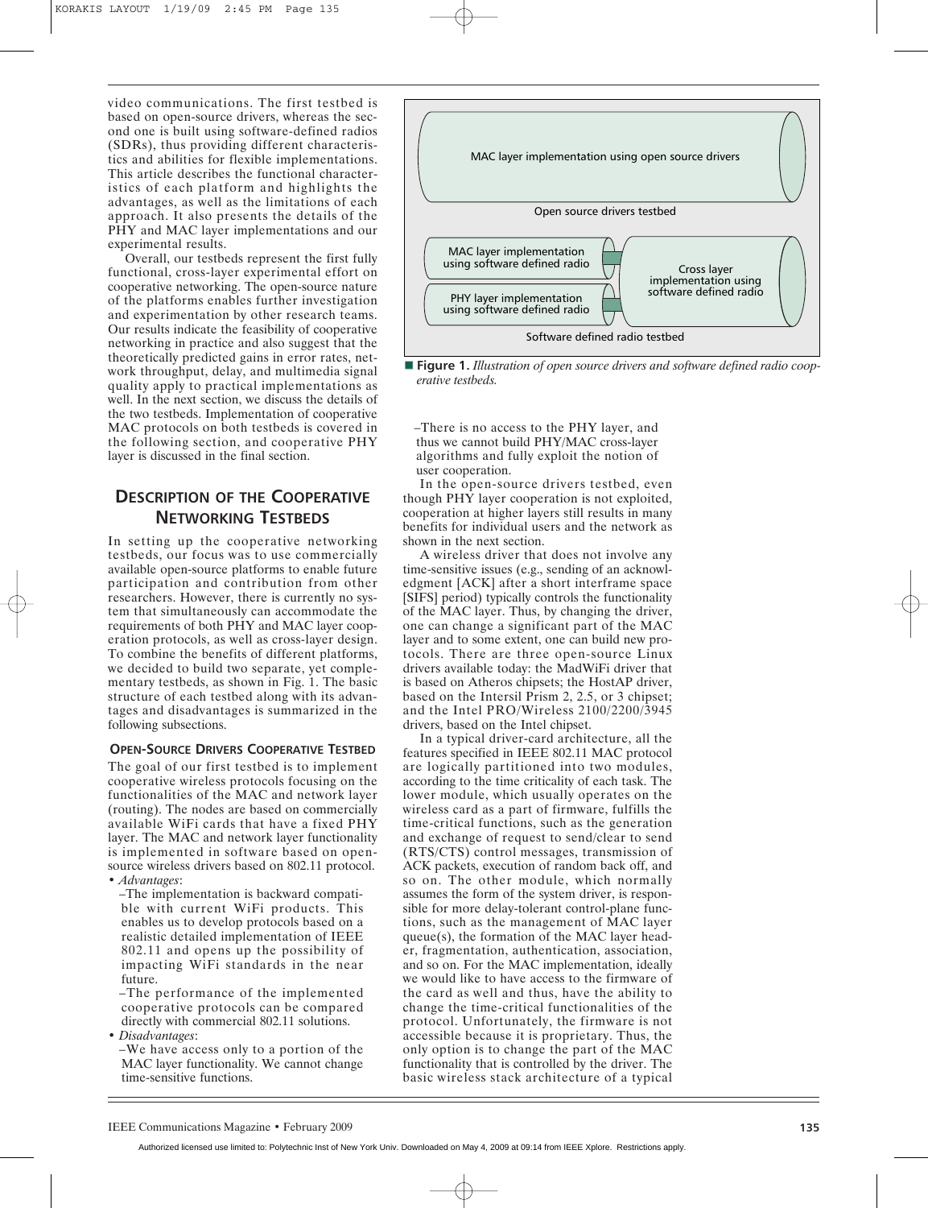video communications. The first testbed is based on open-source drivers, whereas the second one is built using software-defined radios (SDRs), thus providing different characteristics and abilities for flexible implementations. This article describes the functional characteristics of each platform and highlights the advantages, as well as the limitations of each approach. It also presents the details of the PHY and MAC layer implementations and our experimental results.

Overall, our testbeds represent the first fully functional, cross-layer experimental effort on cooperative networking. The open-source nature of the platforms enables further investigation and experimentation by other research teams. Our results indicate the feasibility of cooperative networking in practice and also suggest that the theoretically predicted gains in error rates, network throughput, delay, and multimedia signal quality apply to practical implementations as well. In the next section, we discuss the details of the two testbeds. Implementation of cooperative MAC protocols on both testbeds is covered in the following section, and cooperative PHY layer is discussed in the final section.

## Description of the Cooperative Networking Testbeds

In setting up the cooperative networking testbeds, our focus was to use commercially available open-source platforms to enable future participation and contribution from other researchers. However, there is currently no system that simultaneously can accommodate the requirements of both PHY and MAC layer cooperation protocols, as well as cross-layer design. To combine the benefits of different platforms, we decided to build two separate, yet complementary testbeds, as shown in Fig. 1. The basic structure of each testbed along with its advantages and disadvantages is summarized in the following subsections.

MAC layer implementation using open source drivers

Open source drivers testbed

MAC layer implementation using software defined radio

PHY layer implementation using software defined radio

Cross layer implementation using software defined radio

Software defined radio testbed

**Figure 1.** *Illustration of open source drivers and software defined radio cooperative testbeds.*

### Open-Source Drivers Cooperative Testbed

The goal of our first testbed is to implement cooperative wireless protocols focusing on the functionalities of the MAC and network layer (routing). The nodes are based on commercially available WiFi cards that have a fixed PHY layer. The MAC and network layer functionality is implemented in software based on open-source wireless drivers based on 802.11 protocol.

- *Advantages*:
  - –The implementation is backward compatible with current WiFi products. This enables us to develop protocols based on a realistic detailed implementation of IEEE 802.11 and opens up the possibility of impacting WiFi standards in the near future.
  - –The performance of the implemented cooperative protocols can be compared directly with commercial 802.11 solutions.
- *Disadvantages*:
  - –We have access only to a portion of the MAC layer functionality. We cannot change time-sensitive functions.
  - –There is no access to the PHY layer, and thus we cannot build PHY/MAC cross-layer algorithms and fully exploit the notion of user cooperation.

In the open-source drivers testbed, even though PHY layer cooperation is not exploited, cooperation at higher layers still results in many benefits for individual users and the network as shown in the next section.

A wireless driver that does not involve any time-sensitive issues (e.g., sending of an acknowledgment [ACK] after a short interframe space [SIFS] period) typically controls the functionality of the MAC layer. Thus, by changing the driver, one can change a significant part of the MAC layer and to some extent, one can build new protocols. There are three open-source Linux drivers available today: the MadWiFi driver that is based on Atheros chipsets; the HostAP driver, based on the Intersil Prism 2, 2.5, or 3 chipset; and the Intel PRO/Wireless 2100/2200/3945 drivers, based on the Intel chipset.

In a typical driver-card architecture, all the features specified in IEEE 802.11 MAC protocol are logically partitioned into two modules, according to the time criticality of each task. The lower module, which usually operates on the wireless card as a part of firmware, fulfills the time-critical functions, such as the generation and exchange of request to send/clear to send (RTS/CTS) control messages, transmission of ACK packets, execution of random back off, and so on. The other module, which normally assumes the form of the system driver, is responsible for more delay-tolerant control-plane functions, such as the management of MAC layer queue(s), the formation of the MAC layer header, fragmentation, authentication, association, and so on. For the MAC implementation, ideally we would like to have access to the firmware of the card as well and thus, have the ability to change the time-critical functionalities of the protocol. Unfortunately, the firmware is not accessible because it is proprietary. Thus, the only option is to change the part of the MAC functionality that is controlled by the driver. The basic wireless stack architecture of a typical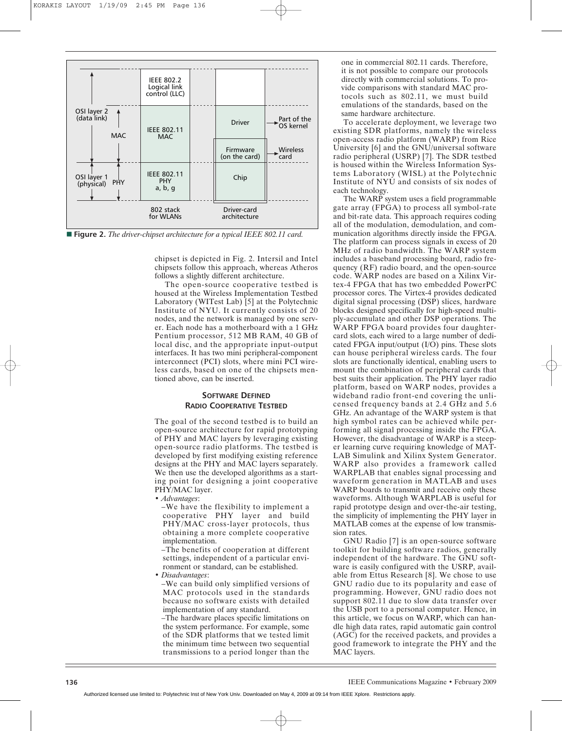IEEE 802.2
Logical link
control (LLC)

OSI layer 2
(data link)

MAC

IEEE 802.11
MAC

Driver

Part of the
OS kernel

Firmware
(on the card)

Wireless
card

OSI layer 1
(physical)

PHY

IEEE 802.11
PHY
a, b, g

Chip

802 stack
for WLANs

Driver-card
architecture

**Figure 2.** *The driver-chipset architecture for a typical IEEE 802.11 card.*

chipset is depicted in Fig. 2. Intersil and Intel chipsets follow this approach, whereas Atheros follows a slightly different architecture.

The open-source cooperative testbed is housed at the Wireless Implementation Testbed Laboratory (WITest Lab) [5] at the Polytechnic Institute of NYU. It currently consists of 20 nodes, and the network is managed by one server. Each node has a motherboard with a 1 GHz Pentium processor, 512 MB RAM, 40 GB of local disc, and the appropriate input-output interfaces. It has two mini peripheral-component interconnect (PCI) slots, where mini PCI wireless cards, based on one of the chipsets mentioned above, can be inserted.

## SOFTWARE DEFINED RADIO COOPERATIVE TESTBED

The goal of the second testbed is to build an open-source architecture for rapid prototyping of PHY and MAC layers by leveraging existing open-source radio platforms. The testbed is developed by first modifying existing reference designs at the PHY and MAC layers separately. We then use the developed algorithms as a starting point for designing a joint cooperative PHY/MAC layer.

- *Advantages*:
  - –We have the flexibility to implement a cooperative PHY layer and build PHY/MAC cross-layer protocols, thus obtaining a more complete cooperative implementation.
  - –The benefits of cooperation at different settings, independent of a particular environment or standard, can be established.
- *Disadvantages*:
  - –We can build only simplified versions of MAC protocols used in the standards because no software exists with detailed implementation of any standard.
  - –The hardware places specific limitations on the system performance. For example, some of the SDR platforms that we tested limit the minimum time between two sequential transmissions to a period longer than the one in commercial 802.11 cards. Therefore, it is not possible to compare our protocols directly with commercial solutions. To provide comparisons with standard MAC protocols such as 802.11, we must build emulations of the standards, based on the same hardware architecture.

To accelerate deployment, we leverage two existing SDR platforms, namely the wireless open-access radio platform (WARP) from Rice University [6] and the GNU/universal software radio peripheral (USRP) [7]. The SDR testbed is housed within the Wireless Information Systems Laboratory (WISL) at the Polytechnic Institute of NYU and consists of six nodes of each technology.

The WARP system uses a field programmable gate array (FPGA) to process all symbol-rate and bit-rate data. This approach requires coding all of the modulation, demodulation, and communication algorithms directly inside the FPGA. The platform can process signals in excess of 20 MHz of radio bandwidth. The WARP system includes a baseband processing board, radio frequency (RF) radio board, and the open-source code. WARP nodes are based on a Xilinx Virtex-4 FPGA that has two embedded PowerPC processor cores. The Virtex-4 provides dedicated digital signal processing (DSP) slices, hardware blocks designed specifically for high-speed multiply-accumulate and other DSP operations. The WARP FPGA board provides four daughtercard slots, each wired to a large number of dedicated FPGA input/output (I/O) pins. These slots can house peripheral wireless cards. The four slots are functionally identical, enabling users to mount the combination of peripheral cards that best suits their application. The PHY layer radio platform, based on WARP nodes, provides a wideband radio front-end covering the unlicensed frequency bands at 2.4 GHz and 5.6 GHz. An advantage of the WARP system is that high symbol rates can be achieved while performing all signal processing inside the FPGA. However, the disadvantage of WARP is a steeper learning curve requiring knowledge of MATLAB Simulink and Xilinx System Generator. WARP also provides a framework called WARPLAB that enables signal processing and waveform generation in MATLAB and uses WARP boards to transmit and receive only these waveforms. Although WARPLAB is useful for rapid prototype design and over-the-air testing, the simplicity of implementing the PHY layer in MATLAB comes at the expense of low transmission rates.

GNU Radio [7] is an open-source software toolkit for building software radios, generally independent of the hardware. The GNU software is easily configured with the USRP, available from Ettus Research [8]. We chose to use GNU radio due to its popularity and ease of programming. However, GNU radio does not support 802.11 due to slow data transfer over the USB port to a personal computer. Hence, in this article, we focus on WARP, which can handle high data rates, rapid automatic gain control (AGC) for the received packets, and provides a good framework to integrate the PHY and the MAC layers.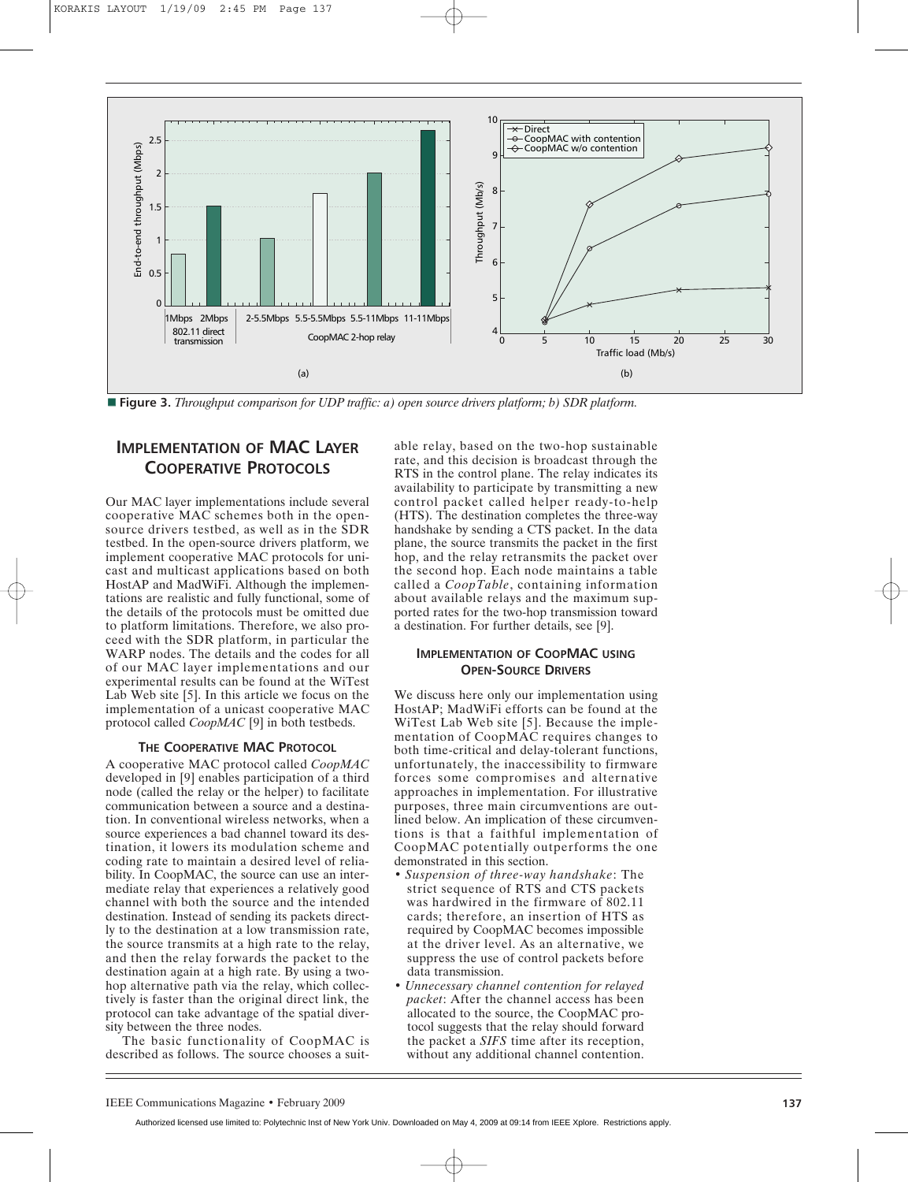**Figure 3.** *Throughput comparison for UDP traffic: a) open source drivers platform; b) SDR platform.*

## IMPLEMENTATION OF MAC LAYER COOPERATIVE PROTOCOLS

Our MAC layer implementations include several cooperative MAC schemes both in the open-source drivers testbed, as well as in the SDR testbed. In the open-source drivers platform, we implement cooperative MAC protocols for unicast and multicast applications based on both HostAP and MadWiFi. Although the implementations are realistic and fully functional, some of the details of the protocols must be omitted due to platform limitations. Therefore, we also proceed with the SDR platform, in particular the WARP nodes. The details and the codes for all of our MAC layer implementations and our experimental results can be found at the WiTest Lab Web site [5]. In this article we focus on the implementation of a unicast cooperative MAC protocol called *CoopMAC* [9] in both testbeds.

### THE COOPERATIVE MAC PROTOCOL

A cooperative MAC protocol called *CoopMAC* developed in [9] enables participation of a third node (called the relay or the helper) to facilitate communication between a source and a destination. In conventional wireless networks, when a source experiences a bad channel toward its destination, it lowers its modulation scheme and coding rate to maintain a desired level of reliability. In CoopMAC, the source can use an intermediate relay that experiences a relatively good channel with both the source and the intended destination. Instead of sending its packets directly to the destination at a low transmission rate, the source transmits at a high rate to the relay, and then the relay forwards the packet to the destination again at a high rate. By using a two-hop alternative path via the relay, which collectively is faster than the original direct link, the protocol can take advantage of the spatial diversity between the three nodes.

The basic functionality of CoopMAC is described as follows. The source chooses a suitable relay, based on the two-hop sustainable rate, and this decision is broadcast through the RTS in the control plane. The relay indicates its availability to participate by transmitting a new control packet called helper ready-to-help (HTS). The destination completes the three-way handshake by sending a CTS packet. In the data plane, the source transmits the packet in the first hop, and the relay retransmits the packet over the second hop. Each node maintains a table called a *CoopTable*, containing information about available relays and the maximum supported rates for the two-hop transmission toward a destination. For further details, see [9].

### IMPLEMENTATION OF COOPMAC USING OPEN-SOURCE DRIVERS

We discuss here only our implementation using HostAP; MadWiFi efforts can be found at the WiTest Lab Web site [5]. Because the implementation of CoopMAC requires changes to both time-critical and delay-tolerant functions, unfortunately, the inaccessibility to firmware forces some compromises and alternative approaches in implementation. For illustrative purposes, three main circumventions are outlined below. An implication of these circumventions is that a faithful implementation of CoopMAC potentially outperforms the one demonstrated in this section.

- *Suspension of three-way handshake*: The strict sequence of RTS and CTS packets was hardwired in the firmware of 802.11 cards; therefore, an insertion of HTS as required by CoopMAC becomes impossible at the driver level. As an alternative, we suppress the use of control packets before data transmission.
- *Unnecessary channel contention for relayed packet*: After the channel access has been allocated to the source, the CoopMAC protocol suggests that the relay should forward the packet a *SIFS* time after its reception, without any additional channel contention.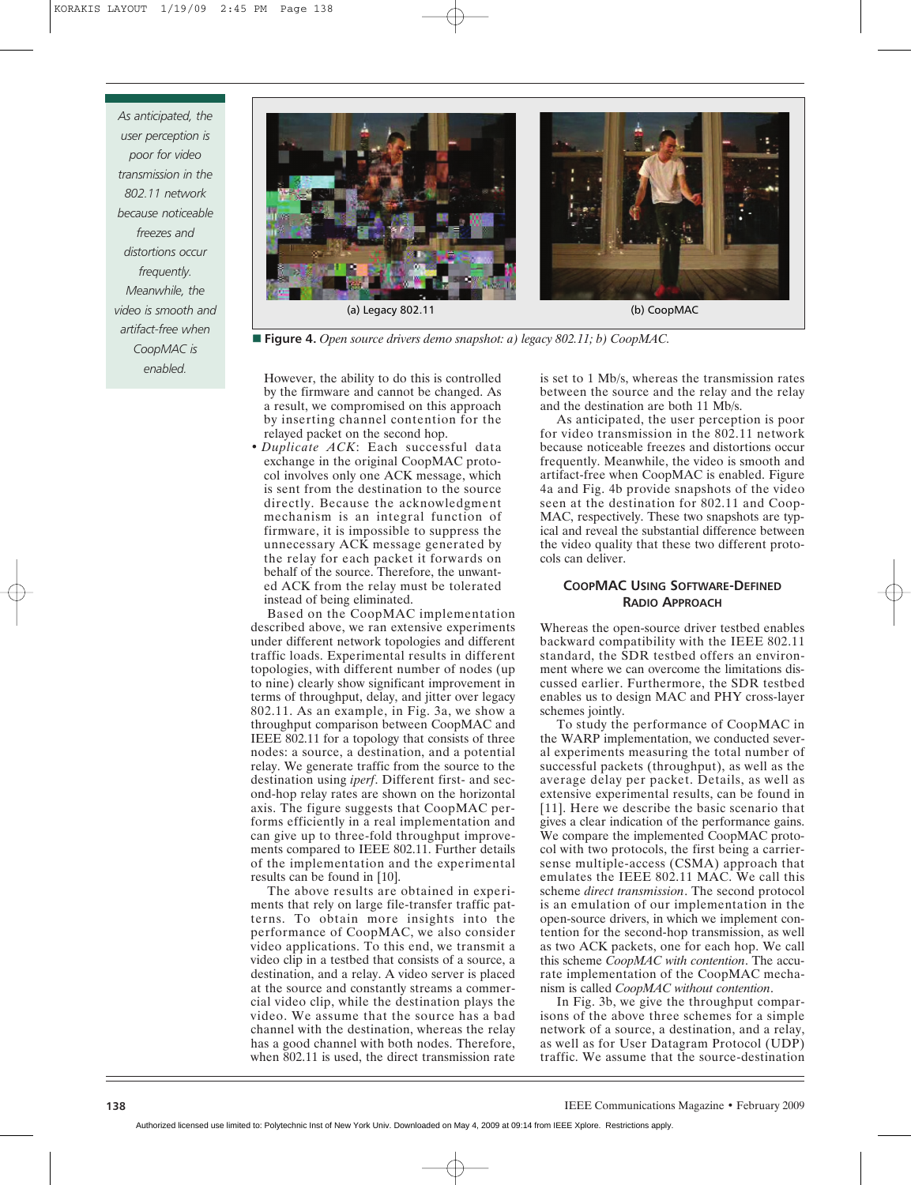(a) Legacy 802.11

(b) CoopMAC

■ **Figure 4.** *Open source drivers demo snapshot: a) legacy 802.11; b) CoopMAC.*

However, the ability to do this is controlled by the firmware and cannot be changed. As a result, we compromised on this approach by inserting channel contention for the relayed packet on the second hop.

- *Duplicate ACK*: Each successful data exchange in the original CoopMAC protocol involves only one ACK message, which is sent from the destination to the source directly. Because the acknowledgment mechanism is an integral function of firmware, it is impossible to suppress the unnecessary ACK message generated by the relay for each packet it forwards on behalf of the source. Therefore, the unwanted ACK from the relay must be tolerated instead of being eliminated.

Based on the CoopMAC implementation described above, we ran extensive experiments under different network topologies and different traffic loads. Experimental results in different topologies, with different number of nodes (up to nine) clearly show significant improvement in terms of throughput, delay, and jitter over legacy 802.11. As an example, in Fig. 3a, we show a throughput comparison between CoopMAC and IEEE 802.11 for a topology that consists of three nodes: a source, a destination, and a potential relay. We generate traffic from the source to the destination using *iperf*. Different first- and second-hop relay rates are shown on the horizontal axis. The figure suggests that CoopMAC performs efficiently in a real implementation and can give up to three-fold throughput improvements compared to IEEE 802.11. Further details of the implementation and the experimental results can be found in [10].

The above results are obtained in experiments that rely on large file-transfer traffic patterns. To obtain more insights into the performance of CoopMAC, we also consider video applications. To this end, we transmit a video clip in a testbed that consists of a source, a destination, and a relay. A video server is placed at the source and constantly streams a commercial video clip, while the destination plays the video. We assume that the source has a bad channel with the destination, whereas the relay has a good channel with both nodes. Therefore, when 802.11 is used, the direct transmission rate is set to 1 Mb/s, whereas the transmission rates between the source and the relay and the relay and the destination are both 11 Mb/s.

As anticipated, the user perception is poor for video transmission in the 802.11 network because noticeable freezes and distortions occur frequently. Meanwhile, the video is smooth and artifact-free when CoopMAC is enabled. Figure 4a and Fig. 4b provide snapshots of the video seen at the destination for 802.11 and CoopMAC, respectively. These two snapshots are typical and reveal the substantial difference between the video quality that these two different protocols can deliver.

## CoopMAC Using Software-Defined Radio Approach

Whereas the open-source driver testbed enables backward compatibility with the IEEE 802.11 standard, the SDR testbed offers an environment where we can overcome the limitations discussed earlier. Furthermore, the SDR testbed enables us to design MAC and PHY cross-layer schemes jointly.

To study the performance of CoopMAC in the WARP implementation, we conducted several experiments measuring the total number of successful packets (throughput), as well as the average delay per packet. Details, as well as extensive experimental results, can be found in [11]. Here we describe the basic scenario that gives a clear indication of the performance gains. We compare the implemented CoopMAC protocol with two protocols, the first being a carrier-sense multiple-access (CSMA) approach that emulates the IEEE 802.11 MAC. We call this scheme *direct transmission*. The second protocol is an emulation of our implementation in the open-source drivers, in which we implement contention for the second-hop transmission, as well as two ACK packets, one for each hop. We call this scheme *CoopMAC with contention*. The accurate implementation of the CoopMAC mechanism is called *CoopMAC without contention*.

In Fig. 3b, we give the throughput comparisons of the above three schemes for a simple network of a source, a destination, and a relay, as well as for User Datagram Protocol (UDP) traffic. We assume that the source-destination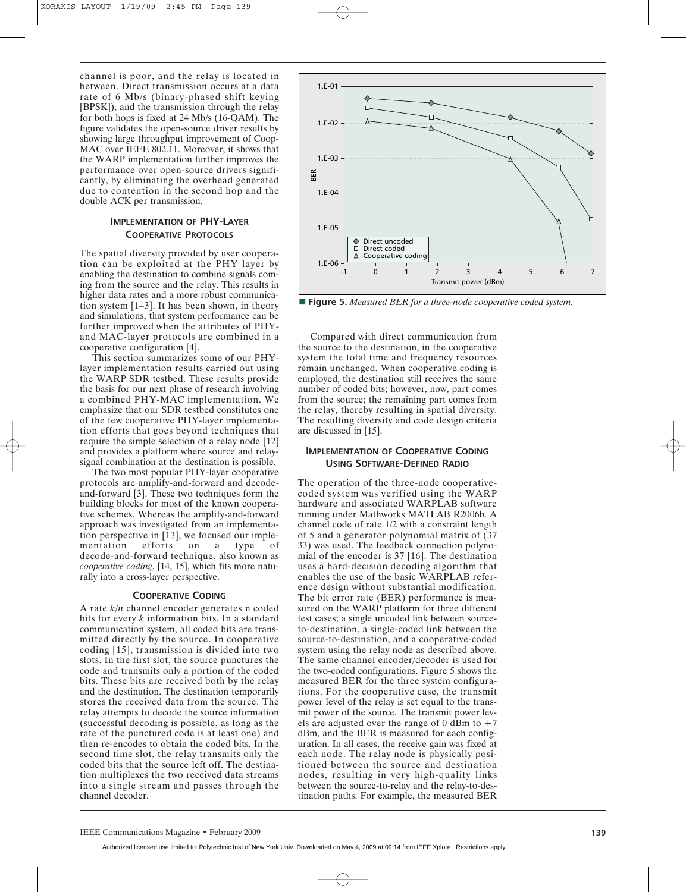channel is poor, and the relay is located in between. Direct transmission occurs at a data rate of 6 Mb/s (binary-phased shift keying [BPSK]), and the transmission through the relay for both hops is fixed at 24 Mb/s (16-QAM). The figure validates the open-source driver results by showing large throughput improvement of Coop-MAC over IEEE 802.11. Moreover, it shows that the WARP implementation further improves the performance over open-source drivers significantly, by eliminating the overhead generated due to contention in the second hop and the double ACK per transmission.

## Implementation of PHY-Layer Cooperative Protocols

The spatial diversity provided by user cooperation can be exploited at the PHY layer by enabling the destination to combine signals coming from the source and the relay. This results in higher data rates and a more robust communication system [1–3]. It has been shown, in theory and simulations, that system performance can be further improved when the attributes of PHY- and MAC-layer protocols are combined in a cooperative configuration [4].

This section summarizes some of our PHY-layer implementation results carried out using the WARP SDR testbed. These results provide the basis for our next phase of research involving a combined PHY-MAC implementation. We emphasize that our SDR testbed constitutes one of the few cooperative PHY-layer implementation efforts that goes beyond techniques that require the simple selection of a relay node [12] and provides a platform where source and relay-signal combination at the destination is possible.

The two most popular PHY-layer cooperative protocols are amplify-and-forward and decode-and-forward [3]. These two techniques form the building blocks for most of the known cooperative schemes. Whereas the amplify-and-forward approach was investigated from an implementation perspective in [13], we focused our implementation efforts on a type of decode-and-forward technique, also known as *cooperative coding*, [14, 15], which fits more naturally into a cross-layer perspective.

### Cooperative Coding

A rate $k/n$ channel encoder generates n coded bits for every $k$ information bits. In a standard communication system, all coded bits are transmitted directly by the source. In cooperative coding [15], transmission is divided into two slots. In the first slot, the source punctures the code and transmits only a portion of the coded bits. These bits are received both by the relay and the destination. The destination temporarily stores the received data from the source. The relay attempts to decode the source information (successful decoding is possible, as long as the rate of the punctured code is at least one) and then re-encodes to obtain the coded bits. In the second time slot, the relay transmits only the coded bits that the source left off. The destination multiplexes the two received data streams into a single stream and passes through the channel decoder.

**Figure 5.** *Measured BER for a three-node cooperative coded system.*

Compared with direct communication from the source to the destination, in the cooperative system the total time and frequency resources remain unchanged. When cooperative coding is employed, the destination still receives the same number of coded bits; however, now, part comes from the source; the remaining part comes from the relay, thereby resulting in spatial diversity. The resulting diversity and code design criteria are discussed in [15].

### Implementation of Cooperative Coding Using Software-Defined Radio

The operation of the three-node cooperative-coded system was verified using the WARP hardware and associated WARPLAB software running under Mathworks MATLAB R2006b. A channel code of rate 1/2 with a constraint length of 5 and a generator polynomial matrix of (37 33) was used. The feedback connection polynomial of the encoder is 37 [16]. The destination uses a hard-decision decoding algorithm that enables the use of the basic WARPLAB reference design without substantial modification. The bit error rate (BER) performance is measured on the WARP platform for three different test cases; a single uncoded link between source-to-destination, a single-coded link between the source-to-destination, and a cooperative-coded system using the relay node as described above. The same channel encoder/decoder is used for the two-coded configurations. Figure 5 shows the measured BER for the three system configurations. For the cooperative case, the transmit power level of the relay is set equal to the transmit power of the source. The transmit power levels are adjusted over the range of 0 dBm to +7 dBm, and the BER is measured for each configuration. In all cases, the receive gain was fixed at each node. The relay node is physically positioned between the source and destination nodes, resulting in very high-quality links between the source-to-relay and the relay-to-destination paths. For example, the measured BER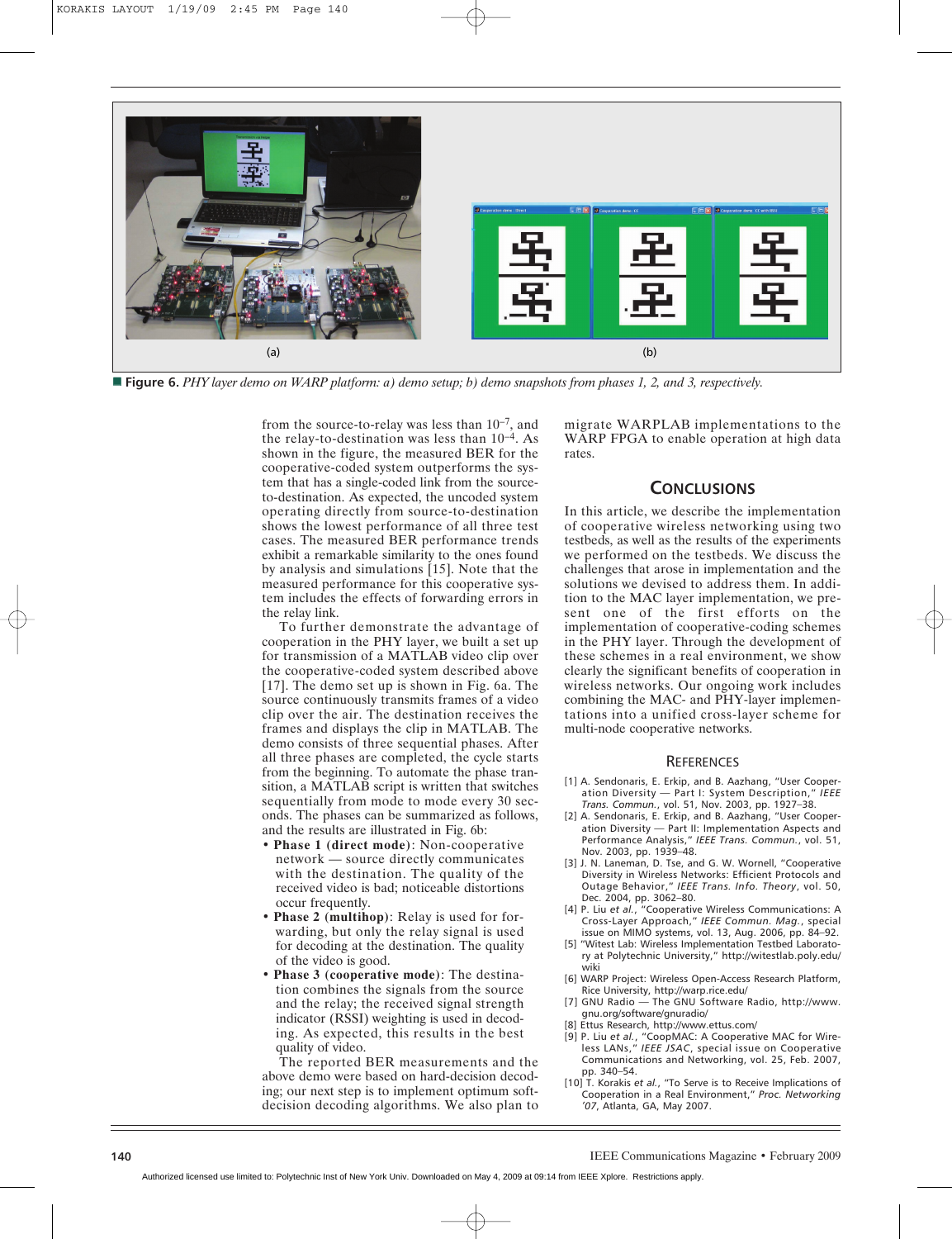**Figure 6.** *PHY layer demo on WARP platform: a) demo setup; b) demo snapshots from phases 1, 2, and 3, respectively.*

from the source-to-relay was less than $10^{-7}$, and the relay-to-destination was less than $10^{-4}$. As shown in the figure, the measured BER for the cooperative-coded system outperforms the system that has a single-coded link from the source-to-destination. As expected, the uncoded system operating directly from source-to-destination shows the lowest performance of all three test cases. The measured BER performance trends exhibit a remarkable similarity to the ones found by analysis and simulations [15]. Note that the measured performance for this cooperative system includes the effects of forwarding errors in the relay link.

To further demonstrate the advantage of cooperation in the PHY layer, we built a set up for transmission of a MATLAB video clip over the cooperative-coded system described above [17]. The demo set up is shown in Fig. 6a. The source continuously transmits frames of a video clip over the air. The destination receives the frames and displays the clip in MATLAB. The demo consists of three sequential phases. After all three phases are completed, the cycle starts from the beginning. To automate the phase transition, a MATLAB script is written that switches sequentially from mode to mode every 30 seconds. The phases can be summarized as follows, and the results are illustrated in Fig. 6b:

- **Phase 1 (direct mode)**: Non-cooperative network — source directly communicates with the destination. The quality of the received video is bad; noticeable distortions occur frequently.
- **Phase 2 (multihop)**: Relay is used for forwarding, but only the relay signal is used for decoding at the destination. The quality of the video is good.
- **Phase 3 (cooperative mode)**: The destination combines the signals from the source and the relay; the received signal strength indicator (RSSI) weighting is used in decoding. As expected, this results in the best quality of video.

The reported BER measurements and the above demo were based on hard-decision decoding; our next step is to implement optimum soft-decision decoding algorithms. We also plan to migrate WARPLAB implementations to the WARP FPGA to enable operation at high data rates.

## CONCLUSIONS

In this article, we describe the implementation of cooperative wireless networking using two testbeds, as well as the results of the experiments we performed on the testbeds. We discuss the challenges that arose in implementation and the solutions we devised to address them. In addition to the MAC layer implementation, we present one of the first efforts on the implementation of cooperative-coding schemes in the PHY layer. Through the development of these schemes in a real environment, we show clearly the significant benefits of cooperation in wireless networks. Our ongoing work includes combining the MAC- and PHY-layer implementations into a unified cross-layer scheme for multi-node cooperative networks.

## REFERENCES

[1] A. Sendonaris, E. Erkip, and B. Aazhang, "User Cooperation Diversity — Part I: System Description," *IEEE Trans. Commun.*, vol. 51, Nov. 2003, pp. 1927–38.

[2] A. Sendonaris, E. Erkip, and B. Aazhang, "User Cooperation Diversity — Part II: Implementation Aspects and Performance Analysis," *IEEE Trans. Commun.*, vol. 51, Nov. 2003, pp. 1939–48.

[3] J. N. Laneman, D. Tse, and G. W. Wornell, "Cooperative Diversity in Wireless Networks: Efficient Protocols and Outage Behavior," *IEEE Trans. Info. Theory*, vol. 50, Dec. 2004, pp. 3062–80.

[4] P. Liu *et al.*, "Cooperative Wireless Communications: A Cross-Layer Approach," *IEEE Commun. Mag.*, special issue on MIMO systems, vol. 13, Aug. 2006, pp. 84–92.

[5] "Witest Lab: Wireless Implementation Testbed Laboratory at Polytechnic University," http://witestlab.poly.edu/wiki

[6] WARP Project: Wireless Open-Access Research Platform, Rice University, http://warp.rice.edu/

[7] GNU Radio — The GNU Software Radio, http://www.gnu.org/software/gnuradio/

[8] Ettus Research, http://www.ettus.com/

[9] P. Liu *et al.*, "CoopMAC: A Cooperative MAC for Wireless LANs," *IEEE JSAC*, special issue on Cooperative Communications and Networking, vol. 25, Feb. 2007, pp. 340–54.

[10] T. Korakis *et al.*, "To Serve is to Receive Implications of Cooperation in a Real Environment," *Proc. Networking '07*, Atlanta, GA, May 2007.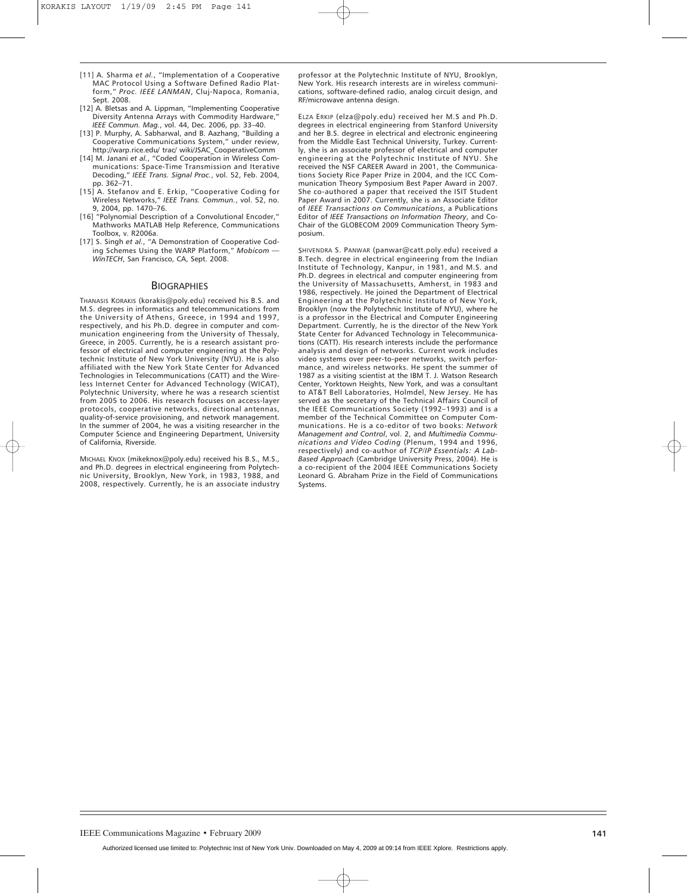[11] A. Sharma *et al.*, "Implementation of a Cooperative MAC Protocol Using a Software Defined Radio Platform," *Proc. IEEE LANMAN*, Cluj-Napoca, Romania, Sept. 2008.

[12] A. Bletsas and A. Lippman, "Implementing Cooperative Diversity Antenna Arrays with Commodity Hardware," *IEEE Commun. Mag.*, vol. 44, Dec. 2006, pp. 33–40.

[13] P. Murphy, A. Sabharwal, and B. Aazhang, "Building a Cooperative Communications System," under review, http://warp.rice.edu/ trac/ wiki/JSAC_CooperativeComm

[14] M. Janani *et al.*, "Coded Cooperation in Wireless Communications: Space-Time Transmission and Iterative Decoding," *IEEE Trans. Signal Proc.*, vol. 52, Feb. 2004, pp. 362–71.

[15] A. Stefanov and E. Erkip, "Cooperative Coding for Wireless Networks," *IEEE Trans. Commun.*, vol. 52, no. 9, 2004, pp. 1470–76.

[16] "Polynomial Description of a Convolutional Encoder," Mathworks MATLAB Help Reference, Communications Toolbox, v. R2006a.

[17] S. Singh *et al.*, "A Demonstration of Cooperative Coding Schemes Using the WARP Platform," *Mobicom — WinTECH*, San Francisco, CA, Sept. 2008.

## Biographies

THANASIS KORAKIS (korakis@poly.edu) received his B.S. and M.S. degrees in informatics and telecommunications from the University of Athens, Greece, in 1994 and 1997, respectively, and his Ph.D. degree in computer and communication engineering from the University of Thessaly, Greece, in 2005. Currently, he is a research assistant professor of electrical and computer engineering at the Polytechnic Institute of New York University (NYU). He is also affiliated with the New York State Center for Advanced Technologies in Telecommunications (CATT) and the Wireless Internet Center for Advanced Technology (WICAT), Polytechnic University, where he was a research scientist from 2005 to 2006. His research focuses on access-layer protocols, cooperative networks, directional antennas, quality-of-service provisioning, and network management. In the summer of 2004, he was a visiting researcher in the Computer Science and Engineering Department, University of California, Riverside.

MICHAEL KNOX (mikeknox@poly.edu) received his B.S., M.S., and Ph.D. degrees in electrical engineering from Polytechnic University, Brooklyn, New York, in 1983, 1988, and 2008, respectively. Currently, he is an associate industry professor at the Polytechnic Institute of NYU, Brooklyn, New York. His research interests are in wireless communications, software-defined radio, analog circuit design, and RF/microwave antenna design.

ELZA ERKIP (elza@poly.edu) received her M.S and Ph.D. degrees in electrical engineering from Stanford University and her B.S. degree in electrical and electronic engineering from the Middle East Technical University, Turkey. Currently, she is an associate professor of electrical and computer engineering at the Polytechnic Institute of NYU. She received the NSF CAREER Award in 2001, the Communications Society Rice Paper Prize in 2004, and the ICC Communication Theory Symposium Best Paper Award in 2007. She co-authored a paper that received the ISIT Student Paper Award in 2007. Currently, she is an Associate Editor of *IEEE Transactions on Communications*, a Publications Editor of *IEEE Transactions on Information Theory*, and Co-Chair of the GLOBECOM 2009 Communication Theory Symposium.

SHIVENDRA S. PANWAR (panwar@catt.poly.edu) received a B.Tech. degree in electrical engineering from the Indian Institute of Technology, Kanpur, in 1981, and M.S. and Ph.D. degrees in electrical and computer engineering from the University of Massachusetts, Amherst, in 1983 and 1986, respectively. He joined the Department of Electrical Engineering at the Polytechnic Institute of New York, Brooklyn (now the Polytechnic Institute of NYU), where he is a professor in the Electrical and Computer Engineering Department. Currently, he is the director of the New York State Center for Advanced Technology in Telecommunications (CATT). His research interests include the performance analysis and design of networks. Current work includes video systems over peer-to-peer networks, switch performance, and wireless networks. He spent the summer of 1987 as a visiting scientist at the IBM T. J. Watson Research Center, Yorktown Heights, New York, and was a consultant to AT&T Bell Laboratories, Holmdel, New Jersey. He has served as the secretary of the Technical Affairs Council of the IEEE Communications Society (1992–1993) and is a member of the Technical Committee on Computer Communications. He is a co-editor of two books: *Network Management and Control*, vol. 2, and *Multimedia Communications and Video Coding* (Plenum, 1994 and 1996, respectively) and co-author of *TCP/IP Essentials: A Lab-Based Approach* (Cambridge University Press, 2004). He is a co-recipient of the 2004 IEEE Communications Society Leonard G. Abraham Prize in the Field of Communications Systems.